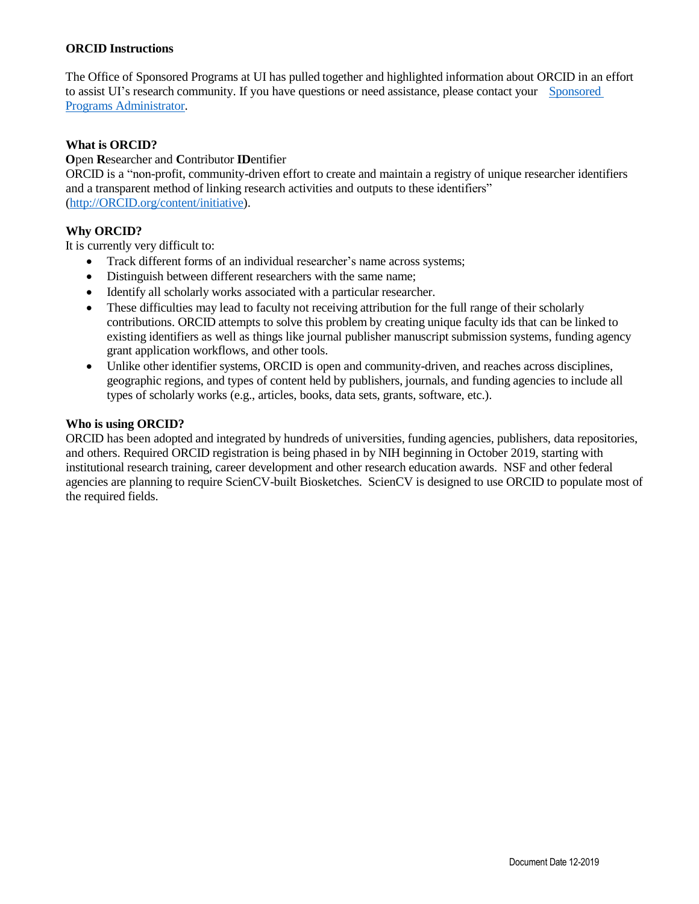**ORCID Instructions**

The Office of Sponsored Programs at UI has pulled together and highlighted information about ORCID in an effort to assist UI's research community. If you have questions or need assistance, please contact your [Sponsored Programs Administrator](#).

**What is ORCID?**

**O**pen **R**esearcher and **C**ontributor **ID**entifier

ORCID is a "non-profit, community-driven effort to create and maintain a registry of unique researcher identifiers and a transparent method of linking research activities and outputs to these identifiers" ([http://ORCID.org/content/initiative](http://ORCID.org/content/initiative)).

**Why ORCID?**

It is currently very difficult to:

- Track different forms of an individual researcher's name across systems;
- Distinguish between different researchers with the same name;
- Identify all scholarly works associated with a particular researcher.
- These difficulties may lead to faculty not receiving attribution for the full range of their scholarly contributions. ORCID attempts to solve this problem by creating unique faculty ids that can be linked to existing identifiers as well as things like journal publisher manuscript submission systems, funding agency grant application workflows, and other tools.
- Unlike other identifier systems, ORCID is open and community-driven, and reaches across disciplines, geographic regions, and types of content held by publishers, journals, and funding agencies to include all types of scholarly works (e.g., articles, books, data sets, grants, software, etc.).

**Who is using ORCID?**

ORCID has been adopted and integrated by hundreds of universities, funding agencies, publishers, data repositories, and others. Required ORCID registration is being phased in by NIH beginning in October 2019, starting with institutional research training, career development and other research education awards. NSF and other federal agencies are planning to require ScienCV-built Biosketches. ScienCV is designed to use ORCID to populate most of the required fields.

Document Date 12-2019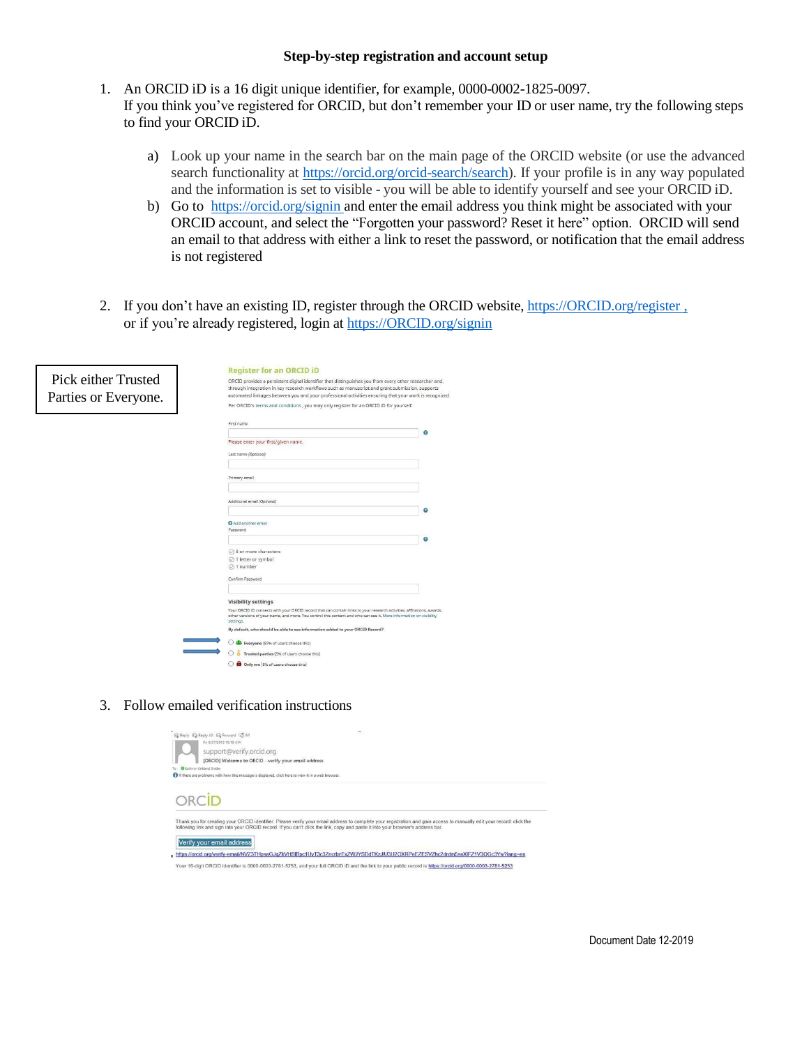**Step-by-step registration and account setup**

1. An ORCID iD is a 16 digit unique identifier, for example, 0000-0002-1825-0097.
   If you think you've registered for ORCID, but don't remember your ID or user name, try the following steps to find your ORCID iD.

   a) Look up your name in the search bar on the main page of the ORCID website (or use the advanced search functionality at https://orcid.org/orcid-search/search). If your profile is in any way populated and the information is set to visible - you will be able to identify yourself and see your ORCID iD.

   b) Go to https://orcid.org/signin and enter the email address you think might be associated with your ORCID account, and select the "Forgotten your password? Reset it here" option. ORCID will send an email to that address with either a link to reset the password, or notification that the email address is not registered

2. If you don't have an existing ID, register through the ORCID website, https://ORCID.org/register , or if you're already registered, login at https://ORCID.org/signin

Pick either Trusted Parties or Everyone.

**Register for an ORCID iD**

ORCID provides a persistent digital identifier that distinguishes you from every other researcher and, through integration in key research workflows such as manuscript and grant submission, supports automated linkages between you and your professional activities ensuring that your work is recognized.

Per ORCID's terms and conditions, you may only register for an ORCID iD for yourself.

First name

Please enter your first/given name.

Last name (Optional)

Primary email

Additional email (Optional)

Add another email

Password

8 or more characters
1 letter or symbol
1 number

Confirm Password

**Visibility settings**

Your ORCID iD connects with your ORCID record that can contain links to your research activities, affiliations, awards, other versions of your name, and more. You control this content and who can see it. More information on visibility settings.

By default, who should be able to see information added to your ORCID Record?

- Everyone (87% of users choose this)
- Trusted parties (5% of users choose this)
- Only me (8% of users choose this)

3. Follow emailed verification instructions

support@verify.orcid.org
[ORCID] Welcome to ORCID - verify your email address

ORCID

Thank you for creating your ORCID identifier. Please verify your email address to complete your registration and gain access to manually edit your record: click the following link and sign into your ORCID record. If you can't click the link, copy and paste it into your browser's address bar.

Verify your email address

https://orcid.org/verify-email/NVZ3THpseGJqZkVHSlBpc1UvT3c3ZnorbzExZWJYSDdTKzJlU3U2OXRPeEZESVZhc2drdm5seXlFZ1V3OGc3Yw?lang=en

Your 16-digit ORCID identifier is 0000-0003-2781-5253, and your full ORCID iD and the link to your public record is https://orcid.org/0000-0003-2781-5253

Document Date 12-2019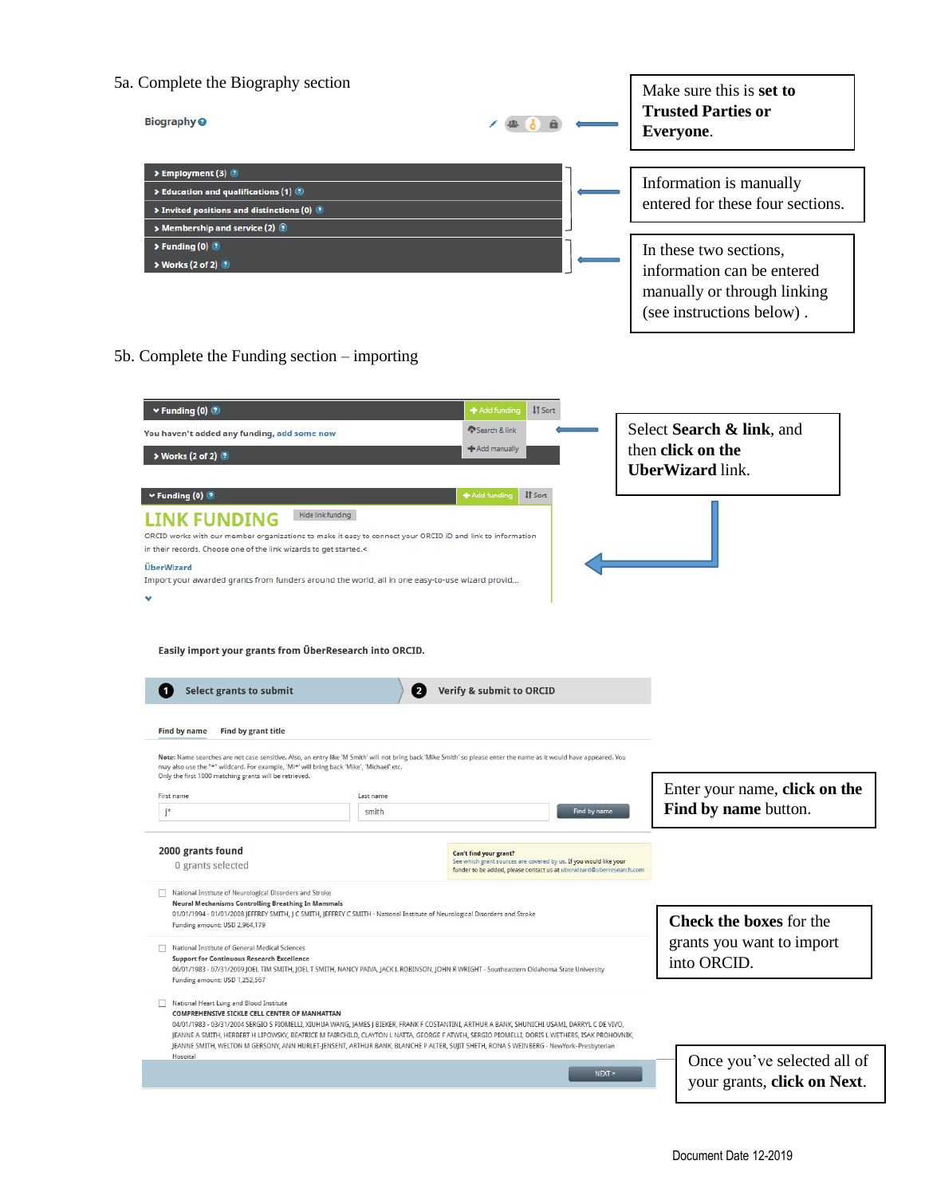## 5a. Complete the Biography section

**Biography**

Make sure this is **set to Trusted Parties or Everyone**.

- Employment (3)
- Education and qualifications (1)
- Invited positions and distinctions (0)
- Membership and service (2)
- Funding (0)
- Works (2 of 2)

Information is manually entered for these four sections.

In these two sections, information can be entered manually or through linking (see instructions below) .

## 5b. Complete the Funding section – importing

Funding (0) — Add funding — Sort

You haven't added any funding, add some now

Search & link

Add manually

Works (2 of 2)

Select **Search & link**, and then **click on the UberWizard** link.

Funding (0) — Add funding — Sort

LINK FUNDING — Hide link funding

ORCID works with our member organizations to make it easy to connect your ORCID iD and link to information in their records. Choose one of the link wizards to get started.<

ÜberWizard

Import your awarded grants from funders around the world, all in one easy-to-use wizard provid...

Easily import your grants from ÜberResearch into ORCID.

1 Select grants to submit

2 Verify & submit to ORCID

Find by name — Find by grant title

Note: Name searches are not case sensitive. Also, an entry like 'M Smith' will not bring back 'Mike Smith' so please enter the name as it would have appeared. You may also use the "*" wildcard. For example, 'Mi*' will bring back 'Mike', 'Michael' etc. Only the first 1000 matching grants will be retrieved.

First name: j* — Last name: smith — Find by name

Enter your name, **click on the Find by name** button.

2000 grants found

0 grants selected

Can't find your grant? See which grant sources are covered by us. If you would like your funder to be added, please contact us at uberwizard@uberresearch.com

- National Institute of Neurological Disorders and Stroke
  **Neural Mechanisms Controlling Breathing In Mammals**
  01/01/1994 - 01/01/2008 JEFFREY SMITH, J C SMITH, JEFFREY C SMITH - National Institute of Neurological Disorders and Stroke
  Funding amount: USD 2,964,179
- National Institute of General Medical Sciences
  **Support for Continuous Research Excellence**
  06/01/1983 - 07/31/2009 JOEL TIM SMITH, JOEL T SMITH, NANCY PAIVA, JACK L ROBINSON, JOHN R WRIGHT - Southeastern Oklahoma State University
  Funding amount: USD 1,252,567
- National Heart Lung and Blood Institute
  **COMPREHENSIVE SICKLE CELL CENTER OF MANHATTAN**
  04/01/1983 - 03/31/2004 SERGIO S PIOMELLI, XIUHUA WANG, JAMES J BIEKER, FRANK F COSTANTINI, ARTHUR A BANK, SHUNICHI USAMI, DARRYL C DE VIVO, JEANNE A SMITH, HERBERT H LIPOWSKY, BEATRICE M FAIRCHILD, CLAYTON L NATTA, GEORGE F ATWEH, SERGIO PIOMELLI, DORIS L WETHERS, ISAK PROHOVNIK, JEANNE SMITH, WELTON M GERSONY, ANN HURLET-JENSENT, ARTHUR BANK, BLANCHE P ALTER, SUJIT SHETH, RONA S WEINBERG - NewYork-Presbyterian Hospital

**Check the boxes** for the grants you want to import into ORCID.

NEXT >

Once you've selected all of your grants, **click on Next**.

Document Date 12-2019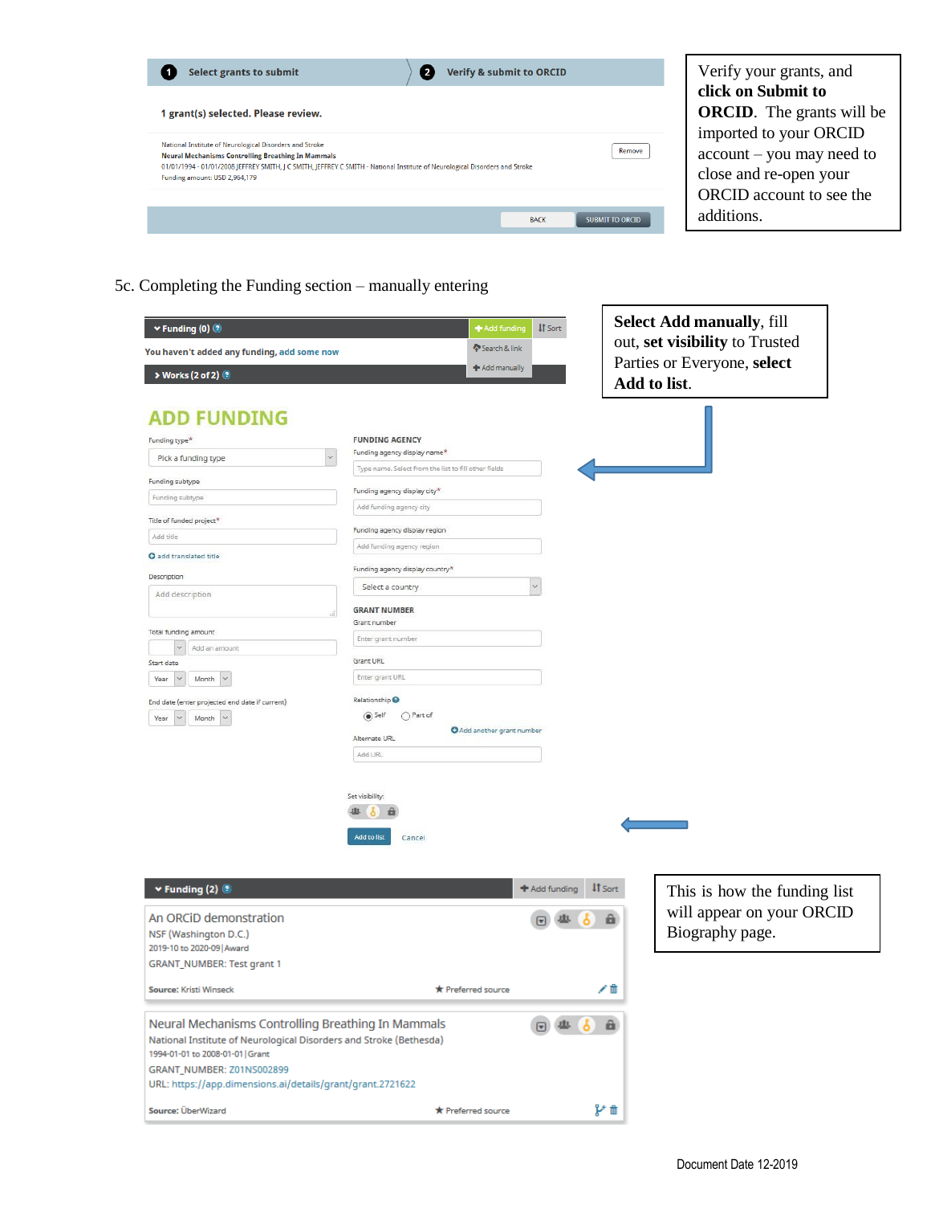**Step 1:** Select grants to submit **Step 2:** Verify & submit to ORCID

1 grant(s) selected. Please review.

National Institute of Neurological Disorders and Stroke
**Neural Mechanisms Controlling Breathing In Mammals**
01/01/1994 - 01/01/2008 JEFFREY SMITH, J C SMITH, JEFFREY C SMITH - National Institute of Neurological Disorders and Stroke
Funding amount: USD 2,964,179

Remove

BACK | SUBMIT TO ORCID

Verify your grants, and **click on Submit to ORCID**. The grants will be imported to your ORCID account – you may need to close and re-open your ORCID account to see the additions.

5c. Completing the Funding section – manually entering

**Select Add manually**, fill out, **set visibility** to Trusted Parties or Everyone, **select Add to list**.

Funding (0) | + Add funding | Sort

You haven't added any funding, add some now

Search & link
+ Add manually

Works (2 of 2)

## ADD FUNDING

Funding type*
Pick a funding type

Funding subtype
Funding subtype

Title of funded project*
Add title

add translated title

Description
Add description

Total funding amount
Add an amount

Start date
Year | Month

End date (enter projected end date if current)
Year | Month

FUNDING AGENCY

Funding agency display name*
Type name. Select from the list to fill other fields

Funding agency display city*
Add funding agency city

Funding agency display region
Add funding agency region

Funding agency display country*
Select a country

GRANT NUMBER

Grant number
Enter grant number

Grant URL
Enter grant URL

Relationship
Self | Part of

Add another grant number

Alternate URL
Add URL

Set visibility:

Add to list | Cancel

This is how the funding list will appear on your ORCID Biography page.

Funding (2) | + Add funding | Sort

An ORCiD demonstration
NSF (Washington D.C.)
2019-10 to 2020-09 | Award
GRANT_NUMBER: Test grant 1
Source: Kristi Winseck ★ Preferred source

Neural Mechanisms Controlling Breathing In Mammals
National Institute of Neurological Disorders and Stroke (Bethesda)
1994-01-01 to 2008-01-01 | Grant
GRANT_NUMBER: Z01NS002899
URL: https://app.dimensions.ai/details/grant/grant.2721622
Source: ÜberWizard ★ Preferred source

Document Date 12-2019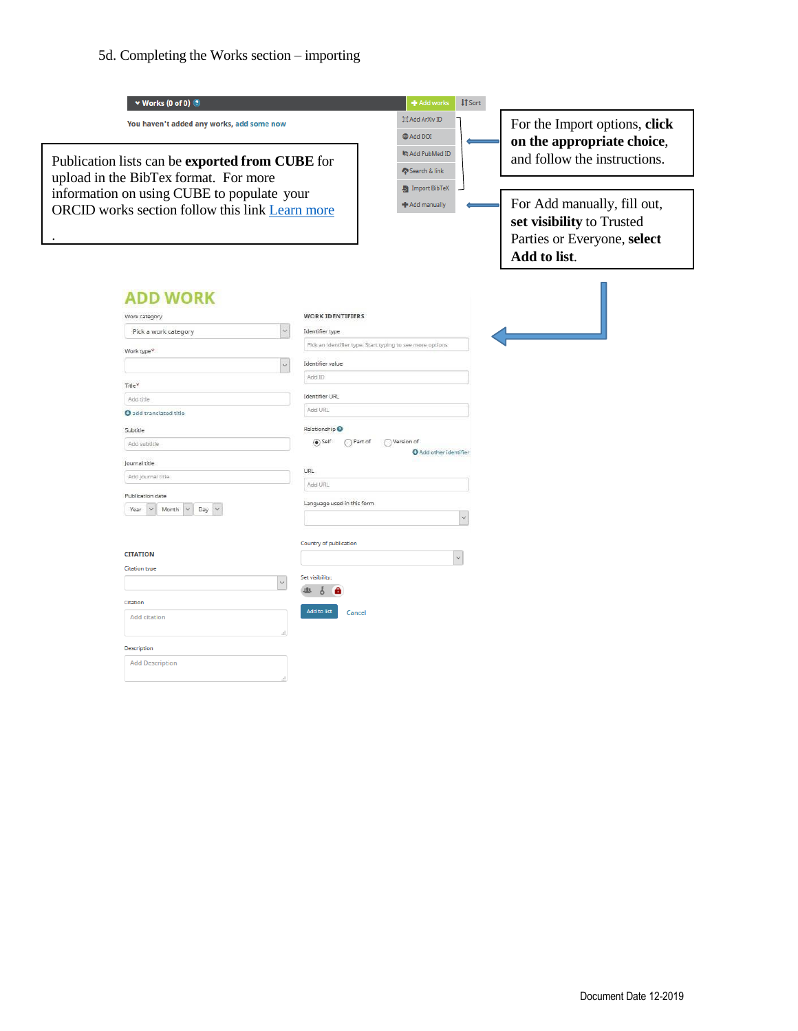5d. Completing the Works section – importing

Works (0 of 0)

Add works | Sort

You haven't added any works, add some now

- Add ArXiv ID
- Add DOI
- Add PubMed ID
- Search & link
- Import BibTeX
- Add manually

Publication lists can be **exported from CUBE** for upload in the BibTex format. For more information on using CUBE to populate your ORCID works section follow this link [Learn more]()

.

For the Import options, **click on the appropriate choice**, and follow the instructions.

For Add manually, fill out, **set visibility** to Trusted Parties or Everyone, **select Add to list**.

## ADD WORK

Work category

Pick a work category

Work type*

Title*

Add title

add translated title

Subtitle

Add subtitle

Journal title

Add journal title

Publication date

Year | Month | Day

CITATION

Citation type

Citation

Add citation

Description

Add Description

WORK IDENTIFIERS

Identifier type

Pick an identifier type. Start typing to see more options

Identifier value

Add ID

Identifier URL

Add URL

Relationship

Self | Part of | Version of

Add other identifier

URL

Add URL

Language used in this form

Country of publication

Set visibility:

Add to list | Cancel

Document Date 12-2019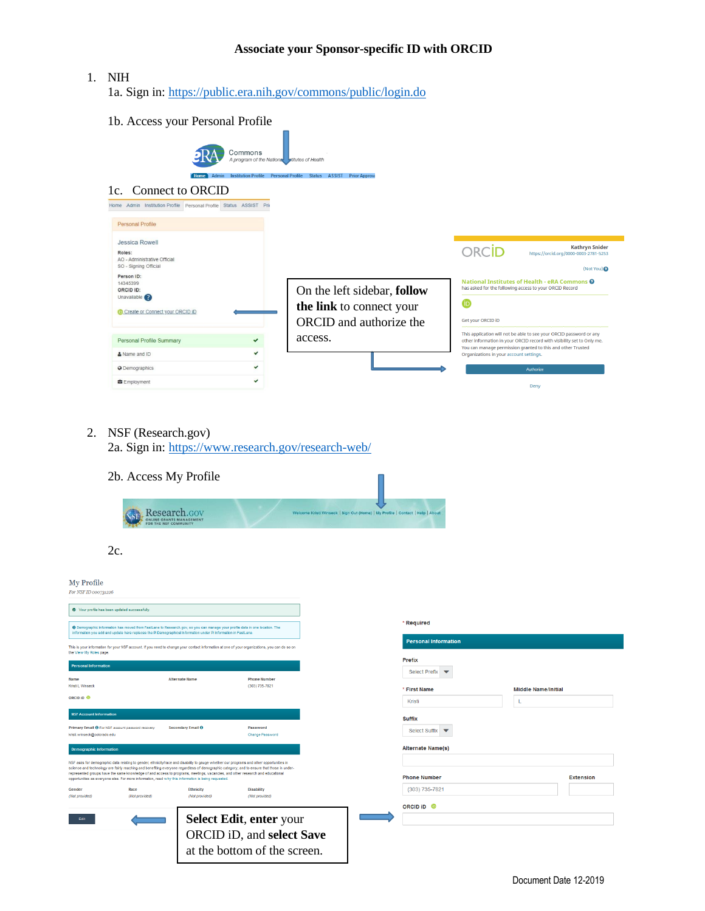# Associate your Sponsor-specific ID with ORCID

1. NIH

   1a. Sign in: https://public.era.nih.gov/commons/public/login.do

   1b. Access your Personal Profile

   1c. Connect to ORCID

   On the left sidebar, **follow the link** to connect your ORCID and authorize the access.

2. NSF (Research.gov)

   2a. Sign in: https://www.research.gov/research-web/

   2b. Access My Profile

   2c.

   **Select Edit**, **enter** your ORCID iD, and **select Save** at the bottom of the screen.

Document Date 12-2019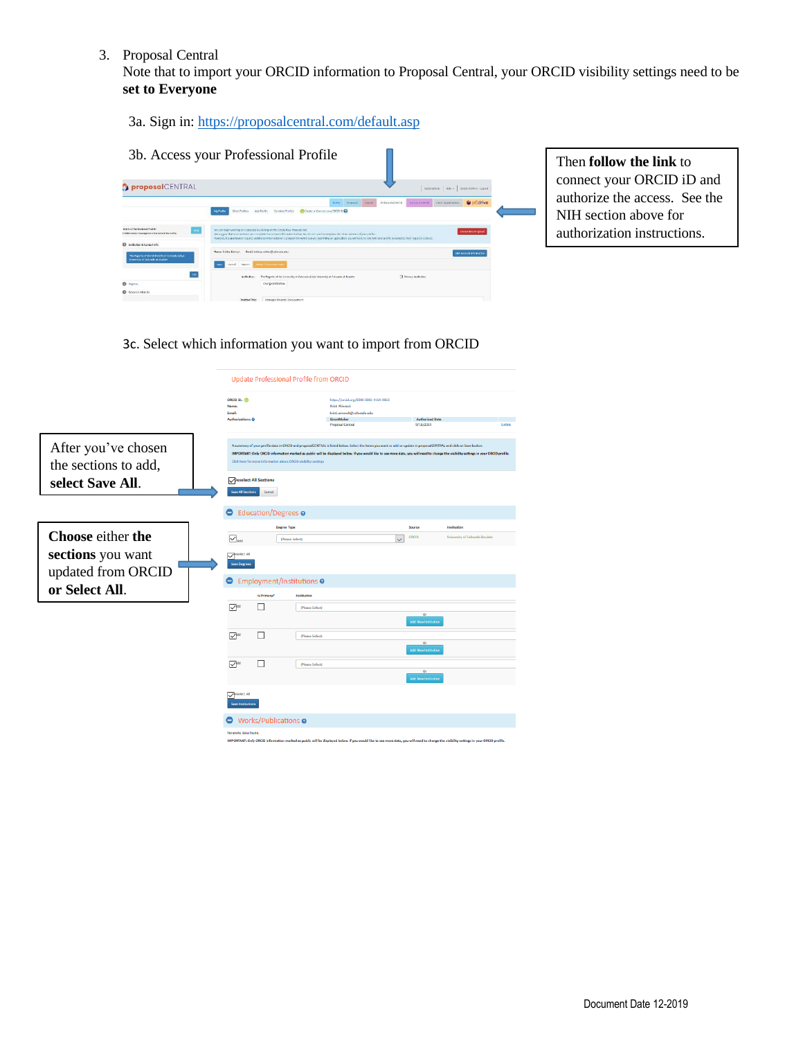3. Proposal Central
   Note that to import your ORCID information to Proposal Central, your ORCID visibility settings need to be **set to Everyone**

   3a. Sign in: https://proposalcentral.com/default.asp

   3b. Access your Professional Profile

Then **follow the link** to connect your ORCID iD and authorize the access. See the NIH section above for authorization instructions.

   3c. Select which information you want to import from ORCID

After you've chosen the sections to add, **select Save All**.

**Choose** either **the sections** you want updated from ORCID **or Select All**.

Document Date 12-2019